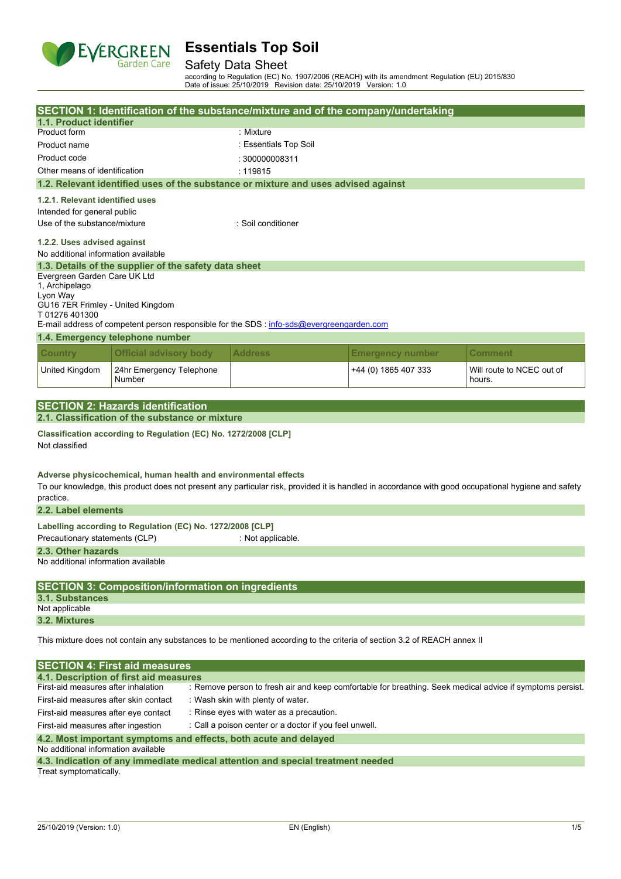# Essentials Top Soil

## Safety Data Sheet

according to Regulation (EC) No. 1907/2006 (REACH) with its amendment Regulation (EU) 2015/830
Date of issue: 25/10/2019 Revision date: 25/10/2019 Version: 1.0

## SECTION 1: Identification of the substance/mixture and of the company/undertaking

### 1.1. Product identifier

| | |
|---|---|
| Product form | : Mixture |
| Product name | : Essentials Top Soil |
| Product code | : 300000008311 |
| Other means of identification | : 119815 |

### 1.2. Relevant identified uses of the substance or mixture and uses advised against

#### 1.2.1. Relevant identified uses

Intended for general public

Use of the substance/mixture : Soil conditioner

#### 1.2.2. Uses advised against

No additional information available

### 1.3. Details of the supplier of the safety data sheet

Evergreen Garden Care UK Ltd
1, Archipelago
Lyon Way
GU16 7ER Frimley - United Kingdom
T 01276 401300

E-mail address of competent person responsible for the SDS : info-sds@evergreengarden.com

### 1.4. Emergency telephone number

| Country | Official advisory body | Address | Emergency number | Comment |
|---|---|---|---|---|
| United Kingdom | 24hr Emergency Telephone Number | | +44 (0) 1865 407 333 | Will route to NCEC out of hours. |

## SECTION 2: Hazards identification

### 2.1. Classification of the substance or mixture

**Classification according to Regulation (EC) No. 1272/2008 [CLP]**

Not classified

**Adverse physicochemical, human health and environmental effects**

To our knowledge, this product does not present any particular risk, provided it is handled in accordance with good occupational hygiene and safety practice.

### 2.2. Label elements

**Labelling according to Regulation (EC) No. 1272/2008 [CLP]**

Precautionary statements (CLP) : Not applicable.

### 2.3. Other hazards

No additional information available

## SECTION 3: Composition/information on ingredients

### 3.1. Substances

Not applicable

### 3.2. Mixtures

This mixture does not contain any substances to be mentioned according to the criteria of section 3.2 of REACH annex II

## SECTION 4: First aid measures

### 4.1. Description of first aid measures

| | |
|---|---|
| First-aid measures after inhalation | : Remove person to fresh air and keep comfortable for breathing. Seek medical advice if symptoms persist. |
| First-aid measures after skin contact | : Wash skin with plenty of water. |
| First-aid measures after eye contact | : Rinse eyes with water as a precaution. |
| First-aid measures after ingestion | : Call a poison center or a doctor if you feel unwell. |

### 4.2. Most important symptoms and effects, both acute and delayed

No additional information available

### 4.3. Indication of any immediate medical attention and special treatment needed

Treat symptomatically.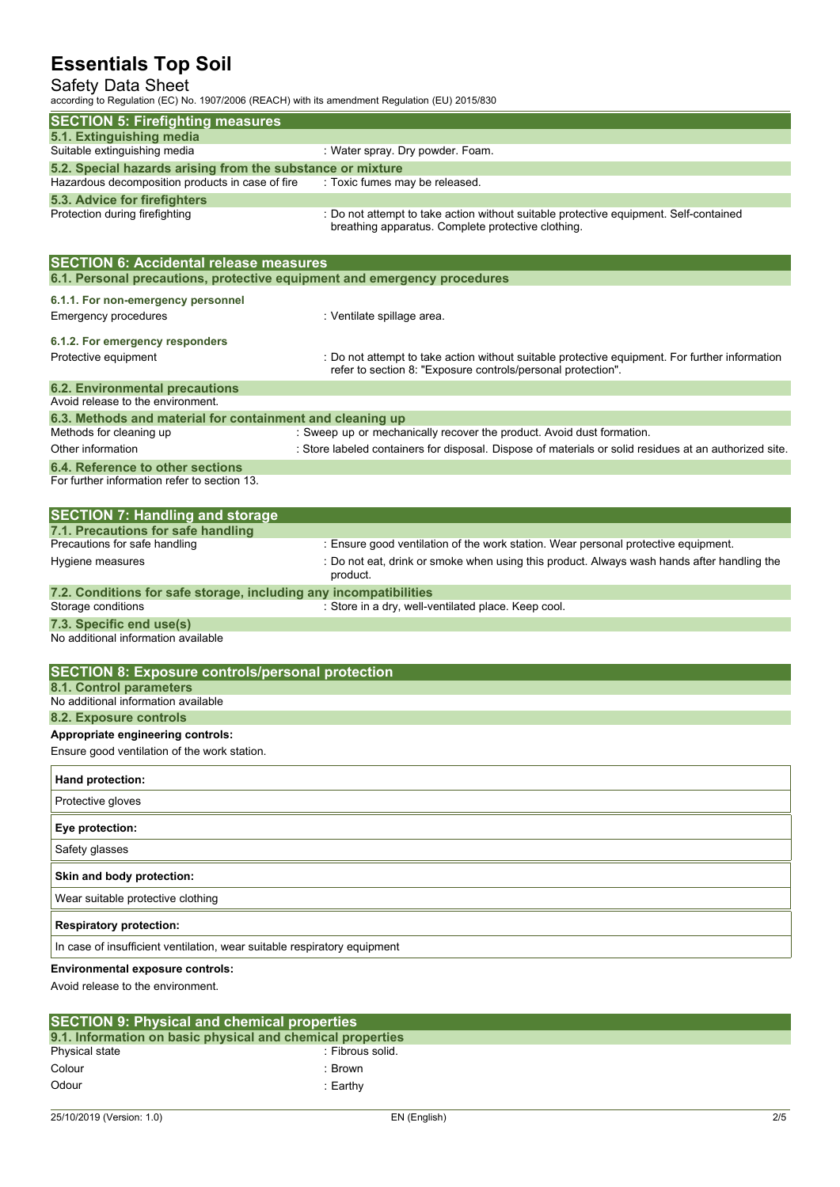## SECTION 5: Firefighting measures

### 5.1. Extinguishing media

Suitable extinguishing media : Water spray. Dry powder. Foam.

### 5.2. Special hazards arising from the substance or mixture

Hazardous decomposition products in case of fire : Toxic fumes may be released.

### 5.3. Advice for firefighters

Protection during firefighting : Do not attempt to take action without suitable protective equipment. Self-contained breathing apparatus. Complete protective clothing.

## SECTION 6: Accidental release measures

### 6.1. Personal precautions, protective equipment and emergency procedures

**6.1.1. For non-emergency personnel**

Emergency procedures : Ventilate spillage area.

**6.1.2. For emergency responders**

Protective equipment : Do not attempt to take action without suitable protective equipment. For further information refer to section 8: "Exposure controls/personal protection".

### 6.2. Environmental precautions

Avoid release to the environment.

### 6.3. Methods and material for containment and cleaning up

Methods for cleaning up : Sweep up or mechanically recover the product. Avoid dust formation.

Other information : Store labeled containers for disposal. Dispose of materials or solid residues at an authorized site.

### 6.4. Reference to other sections

For further information refer to section 13.

## SECTION 7: Handling and storage

### 7.1. Precautions for safe handling

Precautions for safe handling : Ensure good ventilation of the work station. Wear personal protective equipment.

Hygiene measures : Do not eat, drink or smoke when using this product. Always wash hands after handling the product.

### 7.2. Conditions for safe storage, including any incompatibilities

Storage conditions : Store in a dry, well-ventilated place. Keep cool.

### 7.3. Specific end use(s)

No additional information available

## SECTION 8: Exposure controls/personal protection

### 8.1. Control parameters

No additional information available

### 8.2. Exposure controls

**Appropriate engineering controls:**

Ensure good ventilation of the work station.

| **Hand protection:** |
|---|
| Protective gloves |

| **Eye protection:** |
|---|
| Safety glasses |

| **Skin and body protection:** |
|---|
| Wear suitable protective clothing |

| **Respiratory protection:** |
|---|
| In case of insufficient ventilation, wear suitable respiratory equipment |

**Environmental exposure controls:**

Avoid release to the environment.

## SECTION 9: Physical and chemical properties

### 9.1. Information on basic physical and chemical properties

Physical state : Fibrous solid.

Colour : Brown

Odour : Earthy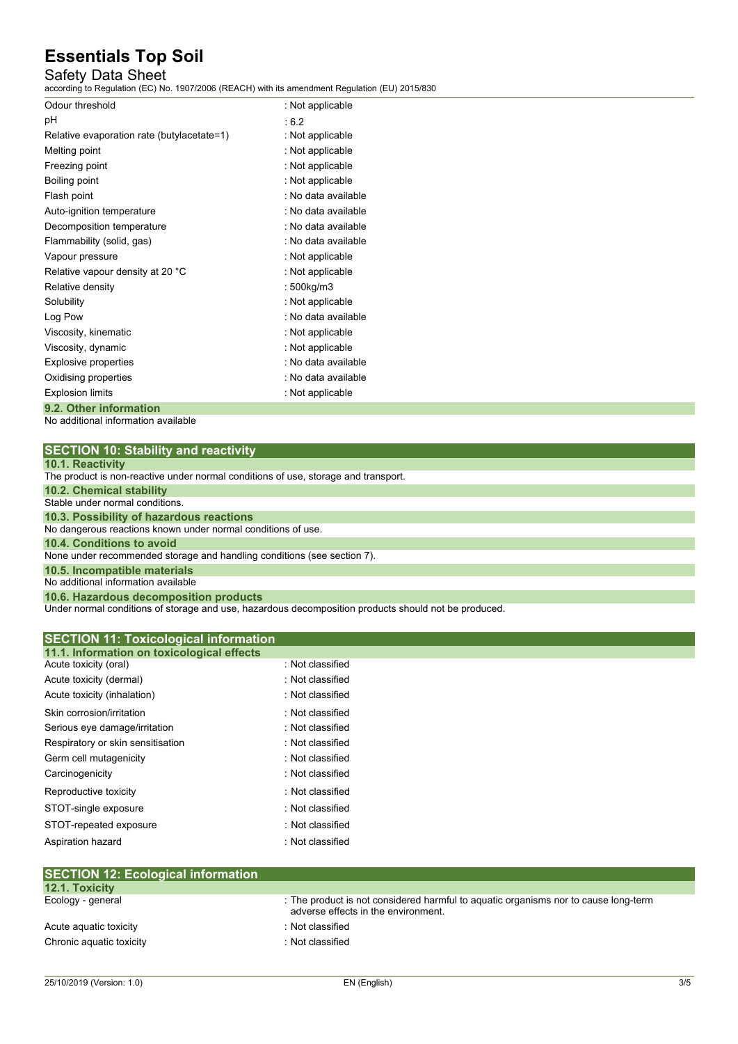| | |
|---|---|
| Odour threshold | : Not applicable |
| pH | : 6.2 |
| Relative evaporation rate (butylacetate=1) | : Not applicable |
| Melting point | : Not applicable |
| Freezing point | : Not applicable |
| Boiling point | : Not applicable |
| Flash point | : No data available |
| Auto-ignition temperature | : No data available |
| Decomposition temperature | : No data available |
| Flammability (solid, gas) | : No data available |
| Vapour pressure | : Not applicable |
| Relative vapour density at 20 °C | : Not applicable |
| Relative density | : 500kg/m3 |
| Solubility | : Not applicable |
| Log Pow | : No data available |
| Viscosity, kinematic | : Not applicable |
| Viscosity, dynamic | : Not applicable |
| Explosive properties | : No data available |
| Oxidising properties | : No data available |
| Explosion limits | : Not applicable |

### 9.2. Other information

No additional information available

## SECTION 10: Stability and reactivity

### 10.1. Reactivity

The product is non-reactive under normal conditions of use, storage and transport.

### 10.2. Chemical stability

Stable under normal conditions.

### 10.3. Possibility of hazardous reactions

No dangerous reactions known under normal conditions of use.

### 10.4. Conditions to avoid

None under recommended storage and handling conditions (see section 7).

### 10.5. Incompatible materials

No additional information available

### 10.6. Hazardous decomposition products

Under normal conditions of storage and use, hazardous decomposition products should not be produced.

## SECTION 11: Toxicological information

### 11.1. Information on toxicological effects

| | |
|---|---|
| Acute toxicity (oral) | : Not classified |
| Acute toxicity (dermal) | : Not classified |
| Acute toxicity (inhalation) | : Not classified |
| Skin corrosion/irritation | : Not classified |
| Serious eye damage/irritation | : Not classified |
| Respiratory or skin sensitisation | : Not classified |
| Germ cell mutagenicity | : Not classified |
| Carcinogenicity | : Not classified |
| Reproductive toxicity | : Not classified |
| STOT-single exposure | : Not classified |
| STOT-repeated exposure | : Not classified |
| Aspiration hazard | : Not classified |

## SECTION 12: Ecological information

### 12.1. Toxicity

| | |
|---|---|
| Ecology - general | : The product is not considered harmful to aquatic organisms nor to cause long-term adverse effects in the environment. |
| Acute aquatic toxicity | : Not classified |
| Chronic aquatic toxicity | : Not classified |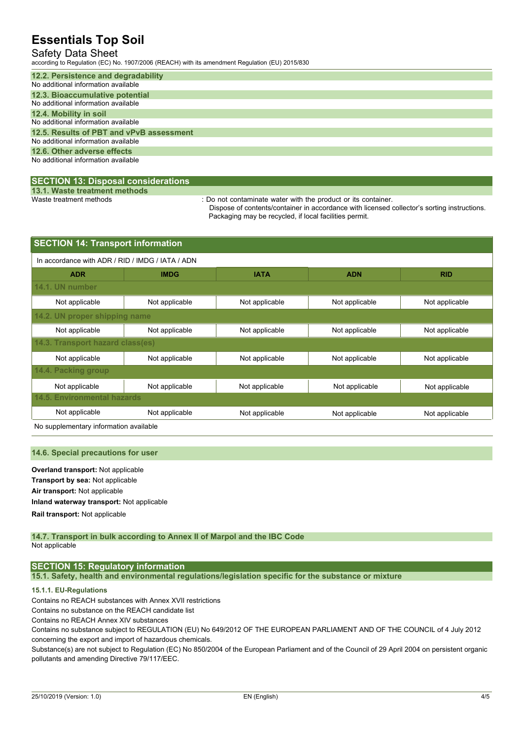### 12.2. Persistence and degradability

No additional information available

### 12.3. Bioaccumulative potential

No additional information available

### 12.4. Mobility in soil

No additional information available

### 12.5. Results of PBT and vPvB assessment

No additional information available

### 12.6. Other adverse effects

No additional information available

## SECTION 13: Disposal considerations

### 13.1. Waste treatment methods

Waste treatment methods : Do not contaminate water with the product or its container.
Dispose of contents/container in accordance with licensed collector's sorting instructions.
Packaging may be recycled, if local facilities permit.

## SECTION 14: Transport information

In accordance with ADR / RID / IMDG / IATA / ADN

| ADR | IMDG | IATA | ADN | RID |
|---|---|---|---|---|
| **14.1. UN number** | | | | |
| Not applicable | Not applicable | Not applicable | Not applicable | Not applicable |
| **14.2. UN proper shipping name** | | | | |
| Not applicable | Not applicable | Not applicable | Not applicable | Not applicable |
| **14.3. Transport hazard class(es)** | | | | |
| Not applicable | Not applicable | Not applicable | Not applicable | Not applicable |
| **14.4. Packing group** | | | | |
| Not applicable | Not applicable | Not applicable | Not applicable | Not applicable |
| **14.5. Environmental hazards** | | | | |
| Not applicable | Not applicable | Not applicable | Not applicable | Not applicable |

No supplementary information available

### 14.6. Special precautions for user

**Overland transport:** Not applicable

**Transport by sea:** Not applicable

**Air transport:** Not applicable

**Inland waterway transport:** Not applicable

**Rail transport:** Not applicable

### 14.7. Transport in bulk according to Annex II of Marpol and the IBC Code

Not applicable

## SECTION 15: Regulatory information

### 15.1. Safety, health and environmental regulations/legislation specific for the substance or mixture

#### 15.1.1. EU-Regulations

Contains no REACH substances with Annex XVII restrictions

Contains no substance on the REACH candidate list

Contains no REACH Annex XIV substances

Contains no substance subject to REGULATION (EU) No 649/2012 OF THE EUROPEAN PARLIAMENT AND OF THE COUNCIL of 4 July 2012 concerning the export and import of hazardous chemicals.

Substance(s) are not subject to Regulation (EC) No 850/2004 of the European Parliament and of the Council of 29 April 2004 on persistent organic pollutants and amending Directive 79/117/EEC.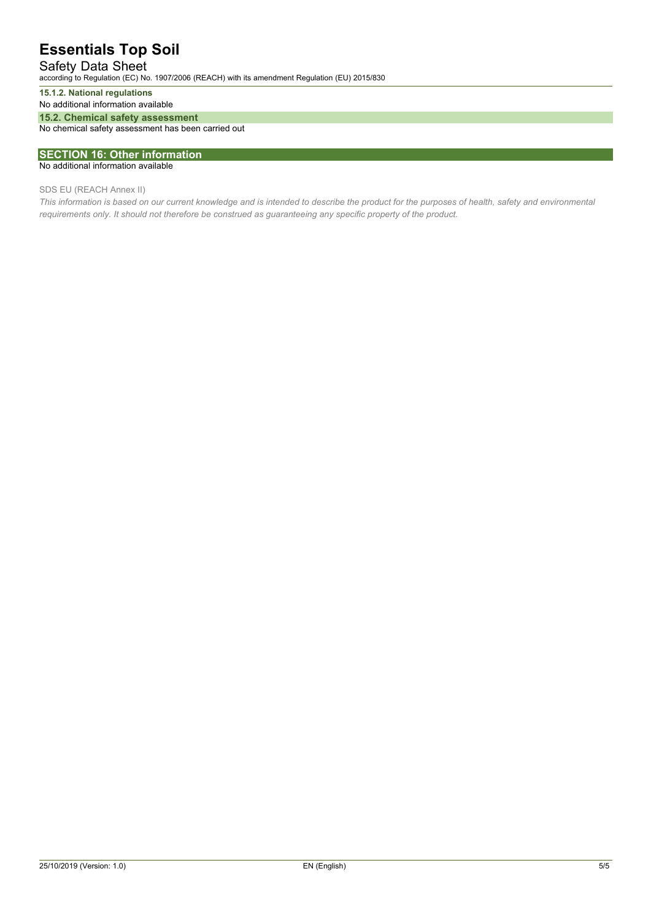#### 15.1.2. National regulations

No additional information available

### 15.2. Chemical safety assessment

No chemical safety assessment has been carried out

## SECTION 16: Other information

No additional information available

SDS EU (REACH Annex II)

*This information is based on our current knowledge and is intended to describe the product for the purposes of health, safety and environmental requirements only. It should not therefore be construed as guaranteeing any specific property of the product.*